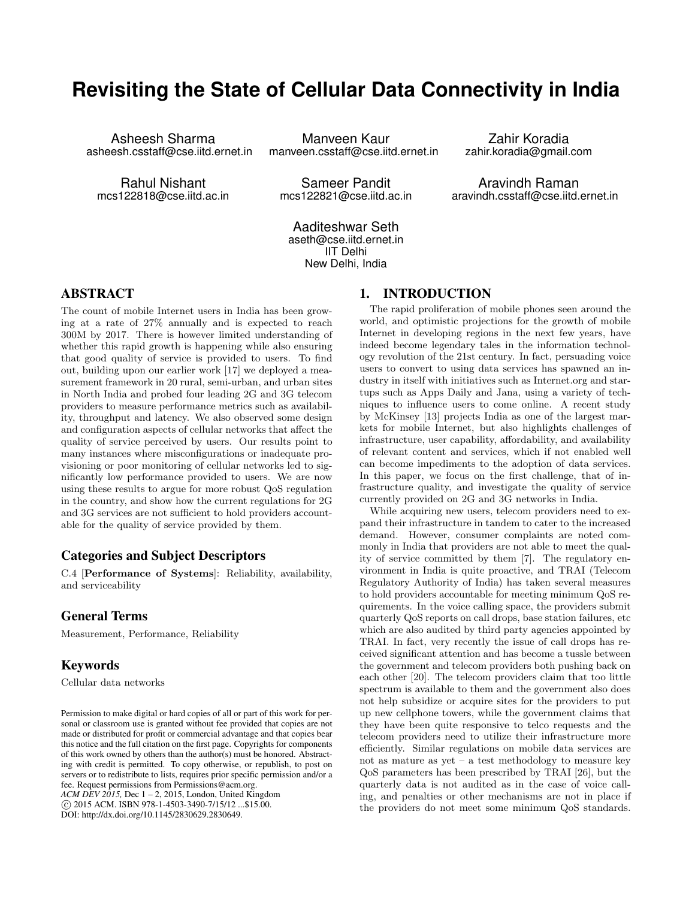# Revisiting the State of Cellular Data Connectivity in India

Asheesh Sharma
asheesh.csstaff@cse.iitd.ernet.in

Manveen Kaur
manveen.csstaff@cse.iitd.ernet.in

Zahir Koradia
zahir.koradia@gmail.com

Rahul Nishant
mcs122818@cse.iitd.ac.in

Sameer Pandit
mcs122821@cse.iitd.ac.in

Aravindh Raman
aravindh.csstaff@cse.iitd.ernet.in

Aaditeshwar Seth
aseth@cse.iitd.ernet.in
IIT Delhi
New Delhi, India

## ABSTRACT

The count of mobile Internet users in India has been growing at a rate of 27% annually and is expected to reach 300M by 2017. There is however limited understanding of whether this rapid growth is happening while also ensuring that good quality of service is provided to users. To find out, building upon our earlier work [17] we deployed a measurement framework in 20 rural, semi-urban, and urban sites in North India and probed four leading 2G and 3G telecom providers to measure performance metrics such as availability, throughput and latency. We also observed some design and configuration aspects of cellular networks that affect the quality of service perceived by users. Our results point to many instances where misconfigurations or inadequate provisioning or poor monitoring of cellular networks led to significantly low performance provided to users. We are now using these results to argue for more robust QoS regulation in the country, and show how the current regulations for 2G and 3G services are not sufficient to hold providers accountable for the quality of service provided by them.

### Categories and Subject Descriptors

C.4 [**Performance of Systems**]: Reliability, availability, and serviceability

### General Terms

Measurement, Performance, Reliability

### Keywords

Cellular data networks

Permission to make digital or hard copies of all or part of this work for personal or classroom use is granted without fee provided that copies are not made or distributed for profit or commercial advantage and that copies bear this notice and the full citation on the first page. Copyrights for components of this work owned by others than the author(s) must be honored. Abstracting with credit is permitted. To copy otherwise, or republish, to post on servers or to redistribute to lists, requires prior specific permission and/or a fee. Request permissions from Permissions@acm.org.
*ACM DEV 2015,* Dec 1 – 2, 2015, London, United Kingdom
© 2015 ACM. ISBN 978-1-4503-3490-7/15/12 ...$15.00.
DOI: http://dx.doi.org/10.1145/2830629.2830649.

## 1. INTRODUCTION

The rapid proliferation of mobile phones seen around the world, and optimistic projections for the growth of mobile Internet in developing regions in the next few years, have indeed become legendary tales in the information technology revolution of the 21st century. In fact, persuading voice users to convert to using data services has spawned an industry in itself with initiatives such as Internet.org and startups such as Apps Daily and Jana, using a variety of techniques to influence users to come online. A recent study by McKinsey [13] projects India as one of the largest markets for mobile Internet, but also highlights challenges of infrastructure, user capability, affordability, and availability of relevant content and services, which if not enabled well can become impediments to the adoption of data services. In this paper, we focus on the first challenge, that of infrastructure quality, and investigate the quality of service currently provided on 2G and 3G networks in India.

While acquiring new users, telecom providers need to expand their infrastructure in tandem to cater to the increased demand. However, consumer complaints are noted commonly in India that providers are not able to meet the quality of service committed by them [7]. The regulatory environment in India is quite proactive, and TRAI (Telecom Regulatory Authority of India) has taken several measures to hold providers accountable for meeting minimum QoS requirements. In the voice calling space, the providers submit quarterly QoS reports on call drops, base station failures, etc which are also audited by third party agencies appointed by TRAI. In fact, very recently the issue of call drops has received significant attention and has become a tussle between the government and telecom providers both pushing back on each other [20]. The telecom providers claim that too little spectrum is available to them and the government also does not help subsidize or acquire sites for the providers to put up new cellphone towers, while the government claims that they have been quite responsive to telco requests and the telecom providers need to utilize their infrastructure more efficiently. Similar regulations on mobile data services are not as mature as yet – a test methodology to measure key QoS parameters has been prescribed by TRAI [26], but the quarterly data is not audited as in the case of voice calling, and penalties or other mechanisms are not in place if the providers do not meet some minimum QoS standards.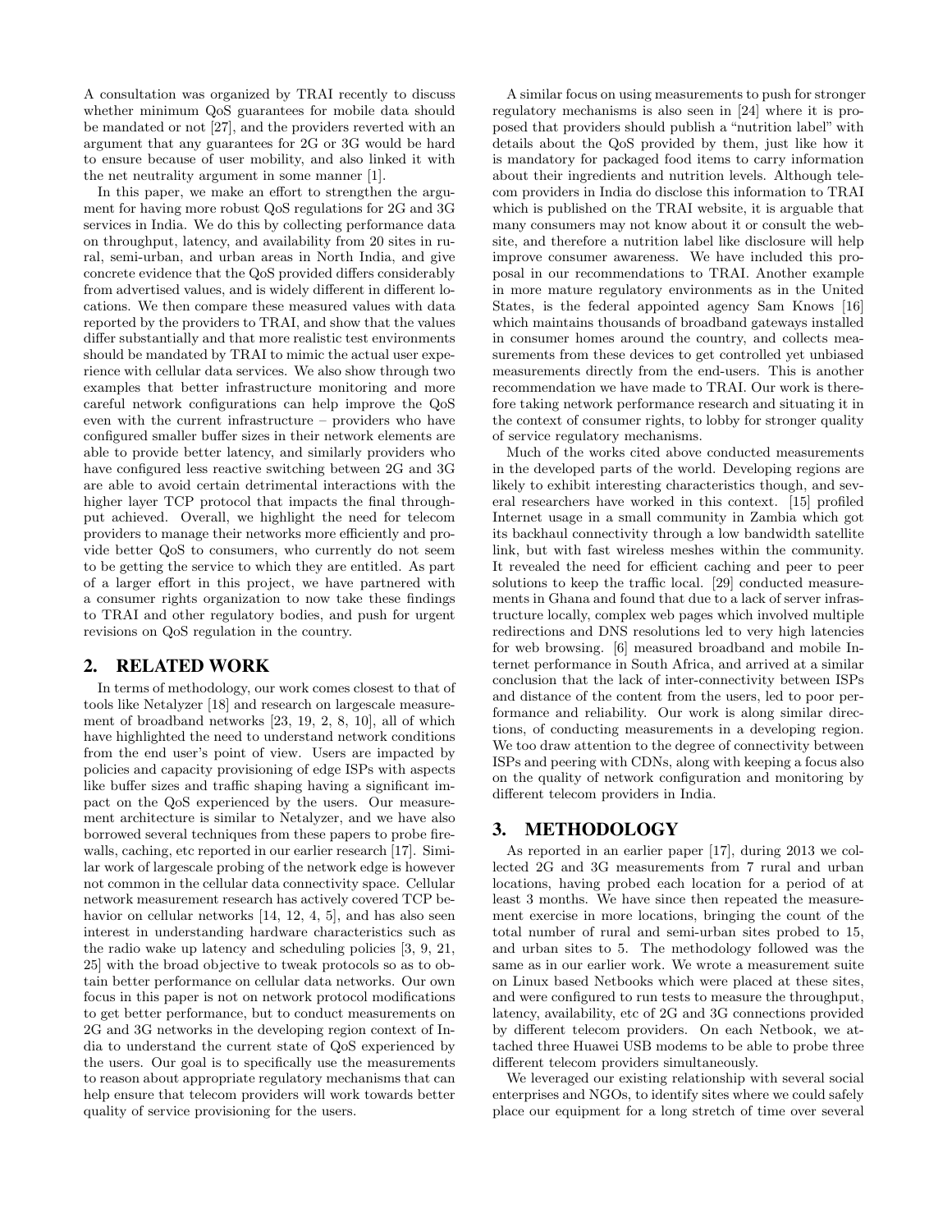A consultation was organized by TRAI recently to discuss whether minimum QoS guarantees for mobile data should be mandated or not [27], and the providers reverted with an argument that any guarantees for 2G or 3G would be hard to ensure because of user mobility, and also linked it with the net neutrality argument in some manner [1].

In this paper, we make an effort to strengthen the argument for having more robust QoS regulations for 2G and 3G services in India. We do this by collecting performance data on throughput, latency, and availability from 20 sites in rural, semi-urban, and urban areas in North India, and give concrete evidence that the QoS provided differs considerably from advertised values, and is widely different in different locations. We then compare these measured values with data reported by the providers to TRAI, and show that the values differ substantially and that more realistic test environments should be mandated by TRAI to mimic the actual user experience with cellular data services. We also show through two examples that better infrastructure monitoring and more careful network configurations can help improve the QoS even with the current infrastructure – providers who have configured smaller buffer sizes in their network elements are able to provide better latency, and similarly providers who have configured less reactive switching between 2G and 3G are able to avoid certain detrimental interactions with the higher layer TCP protocol that impacts the final throughput achieved. Overall, we highlight the need for telecom providers to manage their networks more efficiently and provide better QoS to consumers, who currently do not seem to be getting the service to which they are entitled. As part of a larger effort in this project, we have partnered with a consumer rights organization to now take these findings to TRAI and other regulatory bodies, and push for urgent revisions on QoS regulation in the country.

## 2. RELATED WORK

In terms of methodology, our work comes closest to that of tools like Netalyzer [18] and research on largescale measurement of broadband networks [23, 19, 2, 8, 10], all of which have highlighted the need to understand network conditions from the end user's point of view. Users are impacted by policies and capacity provisioning of edge ISPs with aspects like buffer sizes and traffic shaping having a significant impact on the QoS experienced by the users. Our measurement architecture is similar to Netalyzer, and we have also borrowed several techniques from these papers to probe firewalls, caching, etc reported in our earlier research [17]. Similar work of largescale probing of the network edge is however not common in the cellular data connectivity space. Cellular network measurement research has actively covered TCP behavior on cellular networks [14, 12, 4, 5], and has also seen interest in understanding hardware characteristics such as the radio wake up latency and scheduling policies [3, 9, 21, 25] with the broad objective to tweak protocols so as to obtain better performance on cellular data networks. Our own focus in this paper is not on network protocol modifications to get better performance, but to conduct measurements on 2G and 3G networks in the developing region context of India to understand the current state of QoS experienced by the users. Our goal is to specifically use the measurements to reason about appropriate regulatory mechanisms that can help ensure that telecom providers will work towards better quality of service provisioning for the users.

A similar focus on using measurements to push for stronger regulatory mechanisms is also seen in [24] where it is proposed that providers should publish a "nutrition label" with details about the QoS provided by them, just like how it is mandatory for packaged food items to carry information about their ingredients and nutrition levels. Although telecom providers in India do disclose this information to TRAI which is published on the TRAI website, it is arguable that many consumers may not know about it or consult the website, and therefore a nutrition label like disclosure will help improve consumer awareness. We have included this proposal in our recommendations to TRAI. Another example in more mature regulatory environments as in the United States, is the federal appointed agency Sam Knows [16] which maintains thousands of broadband gateways installed in consumer homes around the country, and collects measurements from these devices to get controlled yet unbiased measurements directly from the end-users. This is another recommendation we have made to TRAI. Our work is therefore taking network performance research and situating it in the context of consumer rights, to lobby for stronger quality of service regulatory mechanisms.

Much of the works cited above conducted measurements in the developed parts of the world. Developing regions are likely to exhibit interesting characteristics though, and several researchers have worked in this context. [15] profiled Internet usage in a small community in Zambia which got its backhaul connectivity through a low bandwidth satellite link, but with fast wireless meshes within the community. It revealed the need for efficient caching and peer to peer solutions to keep the traffic local. [29] conducted measurements in Ghana and found that due to a lack of server infrastructure locally, complex web pages which involved multiple redirections and DNS resolutions led to very high latencies for web browsing. [6] measured broadband and mobile Internet performance in South Africa, and arrived at a similar conclusion that the lack of inter-connectivity between ISPs and distance of the content from the users, led to poor performance and reliability. Our work is along similar directions, of conducting measurements in a developing region. We too draw attention to the degree of connectivity between ISPs and peering with CDNs, along with keeping a focus also on the quality of network configuration and monitoring by different telecom providers in India.

## 3. METHODOLOGY

As reported in an earlier paper [17], during 2013 we collected 2G and 3G measurements from 7 rural and urban locations, having probed each location for a period of at least 3 months. We have since then repeated the measurement exercise in more locations, bringing the count of the total number of rural and semi-urban sites probed to 15, and urban sites to 5. The methodology followed was the same as in our earlier work. We wrote a measurement suite on Linux based Netbooks which were placed at these sites, and were configured to run tests to measure the throughput, latency, availability, etc of 2G and 3G connections provided by different telecom providers. On each Netbook, we attached three Huawei USB modems to be able to probe three different telecom providers simultaneously.

We leveraged our existing relationship with several social enterprises and NGOs, to identify sites where we could safely place our equipment for a long stretch of time over several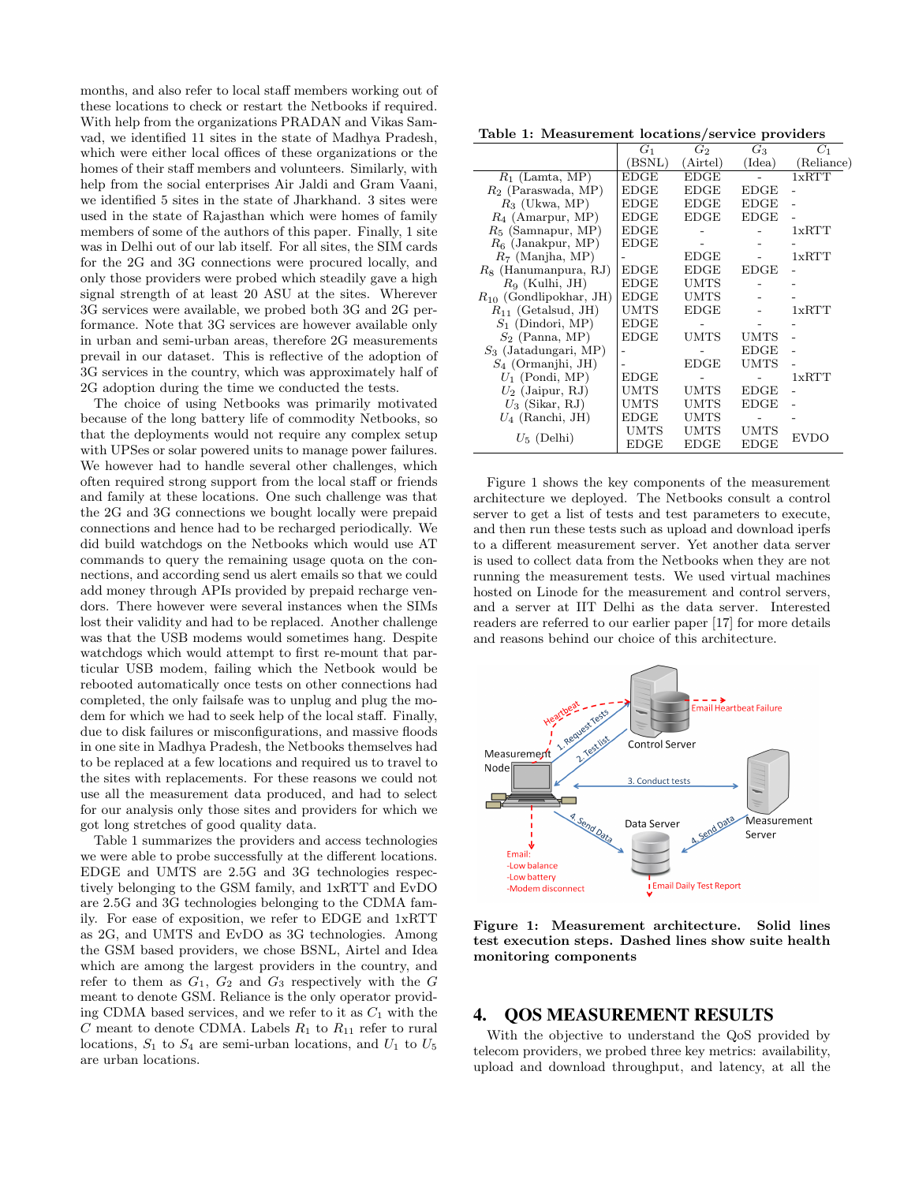months, and also refer to local staff members working out of these locations to check or restart the Netbooks if required. With help from the organizations PRADAN and Vikas Samvad, we identified 11 sites in the state of Madhya Pradesh, which were either local offices of these organizations or the homes of their staff members and volunteers. Similarly, with help from the social enterprises Air Jaldi and Gram Vaani, we identified 5 sites in the state of Jharkhand. 3 sites were used in the state of Rajasthan which were homes of family members of some of the authors of this paper. Finally, 1 site was in Delhi out of our lab itself. For all sites, the SIM cards for the 2G and 3G connections were procured locally, and only those providers were probed which steadily gave a high signal strength of at least 20 ASU at the sites. Wherever 3G services were available, we probed both 3G and 2G performance. Note that 3G services are however available only in urban and semi-urban areas, therefore 2G measurements prevail in our dataset. This is reflective of the adoption of 3G services in the country, which was approximately half of 2G adoption during the time we conducted the tests.

The choice of using Netbooks was primarily motivated because of the long battery life of commodity Netbooks, so that the deployments would not require any complex setup with UPSes or solar powered units to manage power failures. We however had to handle several other challenges, which often required strong support from the local staff or friends and family at these locations. One such challenge was that the 2G and 3G connections we bought locally were prepaid connections and hence had to be recharged periodically. We did build watchdogs on the Netbooks which would use AT commands to query the remaining usage quota on the connections, and according send us alert emails so that we could add money through APIs provided by prepaid recharge vendors. There however were several instances when the SIMs lost their validity and had to be replaced. Another challenge was that the USB modems would sometimes hang. Despite watchdogs which would attempt to first re-mount that particular USB modem, failing which the Netbook would be rebooted automatically once tests on other connections had completed, the only failsafe was to unplug and plug the modem for which we had to seek help of the local staff. Finally, due to disk failures or misconfigurations, and massive floods in one site in Madhya Pradesh, the Netbooks themselves had to be replaced at a few locations and required us to travel to the sites with replacements. For these reasons we could not use all the measurement data produced, and had to select for our analysis only those sites and providers for which we got long stretches of good quality data.

Table 1 summarizes the providers and access technologies we were able to probe successfully at the different locations. EDGE and UMTS are 2.5G and 3G technologies respectively belonging to the GSM family, and 1xRTT and EvDO are 2.5G and 3G technologies belonging to the CDMA family. For ease of exposition, we refer to EDGE and 1xRTT as 2G, and UMTS and EvDO as 3G technologies. Among the GSM based providers, we chose BSNL, Airtel and Idea which are among the largest providers in the country, and refer to them as $G_1$, $G_2$ and $G_3$ respectively with the $G$ meant to denote GSM. Reliance is the only operator providing CDMA based services, and we refer to it as $C_1$ with the $C$ meant to denote CDMA. Labels $R_1$ to $R_{11}$ refer to rural locations, $S_1$ to $S_4$ are semi-urban locations, and $U_1$ to $U_5$ are urban locations.

**Table 1: Measurement locations/service providers**

| | $G_1$ (BSNL) | $G_2$ (Airtel) | $G_3$ (Idea) | $C_1$ (Reliance) |
|---|---|---|---|---|
| $R_1$ (Lamta, MP) | EDGE | EDGE | - | 1xRTT |
| $R_2$ (Paraswada, MP) | EDGE | EDGE | EDGE | - |
| $R_3$ (Ukwa, MP) | EDGE | EDGE | EDGE | - |
| $R_4$ (Amarpur, MP) | EDGE | EDGE | EDGE | - |
| $R_5$ (Samnapur, MP) | EDGE | - | - | 1xRTT |
| $R_6$ (Janakpur, MP) | EDGE | - | - | - |
| $R_7$ (Manjha, MP) | - | EDGE | - | 1xRTT |
| $R_8$ (Hanumanpura, RJ) | EDGE | EDGE | EDGE | - |
| $R_9$ (Kulhi, JH) | EDGE | UMTS | - | - |
| $R_{10}$ (Gondlipokhar, JH) | EDGE | UMTS | - | - |
| $R_{11}$ (Getalsud, JH) | UMTS | EDGE | - | 1xRTT |
| $S_1$ (Dindori, MP) | EDGE | - | - | - |
| $S_2$ (Panna, MP) | EDGE | UMTS | UMTS | - |
| $S_3$ (Jatadungari, MP) | - | - | EDGE | - |
| $S_4$ (Ormanjhi, JH) | - | EDGE | UMTS | - |
| $U_1$ (Pondi, MP) | EDGE | - | - | 1xRTT |
| $U_2$ (Jaipur, RJ) | UMTS | UMTS | EDGE | - |
| $U_3$ (Sikar, RJ) | UMTS | UMTS | EDGE | - |
| $U_4$ (Ranchi, JH) | EDGE | UMTS | - | - |
| $U_5$ (Delhi) | UMTS EDGE | UMTS EDGE | UMTS EDGE | EVDO |

Figure 1 shows the key components of the measurement architecture we deployed. The Netbooks consult a control server to get a list of tests and test parameters to execute, and then run these tests such as upload and download iperfs to a different measurement server. Yet another data server is used to collect data from the Netbooks when they are not running the measurement tests. We used virtual machines hosted on Linode for the measurement and control servers, and a server at IIT Delhi as the data server. Interested readers are referred to our earlier paper [17] for more details and reasons behind our choice of this architecture.

**Figure 1: Measurement architecture. Solid lines test execution steps. Dashed lines show suite health monitoring components**

## 4. QOS MEASUREMENT RESULTS

With the objective to understand the QoS provided by telecom providers, we probed three key metrics: availability, upload and download throughput, and latency, at all the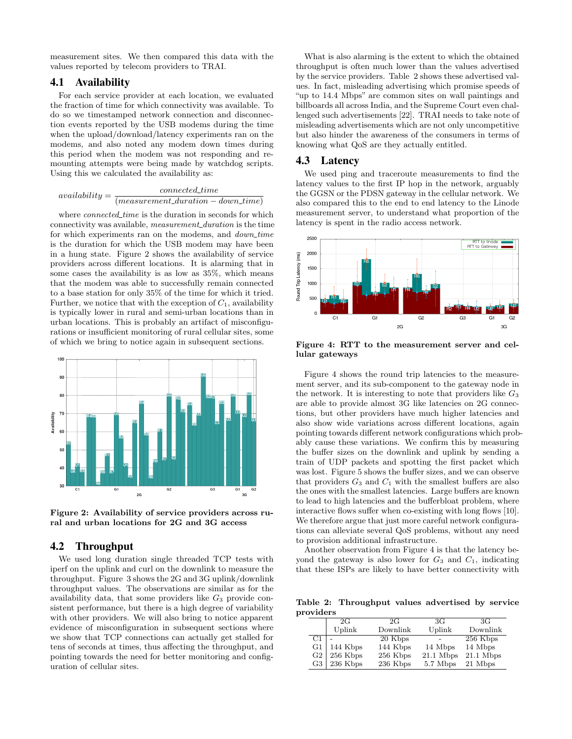measurement sites. We then compared this data with the values reported by telecom providers to TRAI.

## 4.1 Availability

For each service provider at each location, we evaluated the fraction of time for which connectivity was available. To do so we timestamped network connection and disconnection events reported by the USB modems during the time when the upload/download/latency experiments ran on the modems, and also noted any modem down times during this period when the modem was not responding and remounting attempts were being made by watchdog scripts. Using this we calculated the availability as:

$$availability = \frac{connected\_time}{(measurement\_duration - down\_time)}$$

where *connected_time* is the duration in seconds for which connectivity was available, *measurement_duration* is the time for which experiments ran on the modems, and *down_time* is the duration for which the USB modem may have been in a hung state. Figure 2 shows the availability of service providers across different locations. It is alarming that in some cases the availability is as low as 35%, which means that the modem was able to successfully remain connected to a base station for only 35% of the time for which it tried. Further, we notice that with the exception of $C_1$, availability is typically lower in rural and semi-urban locations than in urban locations. This is probably an artifact of misconfigurations or insufficient monitoring of rural cellular sites, some of which we bring to notice again in subsequent sections.

**Figure 2: Availability of service providers across rural and urban locations for 2G and 3G access**

## 4.2 Throughput

We used long duration single threaded TCP tests with iperf on the uplink and curl on the downlink to measure the throughput. Figure 3 shows the 2G and 3G uplink/downlink throughput values. The observations are similar as for the availability data, that some providers like $G_3$ provide consistent performance, but there is a high degree of variability with other providers. We will also bring to notice apparent evidence of misconfiguration in subsequent sections where we show that TCP connections can actually get stalled for tens of seconds at times, thus affecting the throughput, and pointing towards the need for better monitoring and configuration of cellular sites.

What is also alarming is the extent to which the obtained throughput is often much lower than the values advertised by the service providers. Table 2 shows these advertised values. In fact, misleading advertising which promise speeds of "up to 14.4 Mbps" are common sites on wall paintings and billboards all across India, and the Supreme Court even challenged such advertisements [22]. TRAI needs to take note of misleading advertisements which are not only uncompetitive but also hinder the awareness of the consumers in terms of knowing what QoS are they actually entitled.

## 4.3 Latency

We used ping and traceroute measurements to find the latency values to the first IP hop in the network, arguably the GGSN or the PDSN gateway in the cellular network. We also compared this to the end to end latency to the Linode measurement server, to understand what proportion of the latency is spent in the radio access network.

**Figure 4: RTT to the measurement server and cellular gateways**

Figure 4 shows the round trip latencies to the measurement server, and its sub-component to the gateway node in the network. It is interesting to note that providers like $G_3$ are able to provide almost 3G like latencies on 2G connections, but other providers have much higher latencies and also show wide variations across different locations, again pointing towards different network configurations which probably cause these variations. We confirm this by measuring the buffer sizes on the downlink and uplink by sending a train of UDP packets and spotting the first packet which was lost. Figure 5 shows the buffer sizes, and we can observe that providers $G_3$ and $C_1$ with the smallest buffers are also the ones with the smallest latencies. Large buffers are known to lead to high latencies and the bufferbloat problem, where interactive flows suffer when co-existing with long flows [10]. We therefore argue that just more careful network configurations can alleviate several QoS problems, without any need to provision additional infrastructure.

Another observation from Figure 4 is that the latency beyond the gateway is also lower for $G_3$ and $C_1$, indicating that these ISPs are likely to have better connectivity with

**Table 2: Throughput values advertised by service providers**

| | 2G Uplink | 2G Downlink | 3G Uplink | 3G Downlink |
|---|---|---|---|---|
| C1 | - | 20 Kbps | - | 256 Kbps |
| G1 | 144 Kbps | 144 Kbps | 14 Mbps | 14 Mbps |
| G2 | 256 Kbps | 256 Kbps | 21.1 Mbps | 21.1 Mbps |
| G3 | 236 Kbps | 236 Kbps | 5.7 Mbps | 21 Mbps |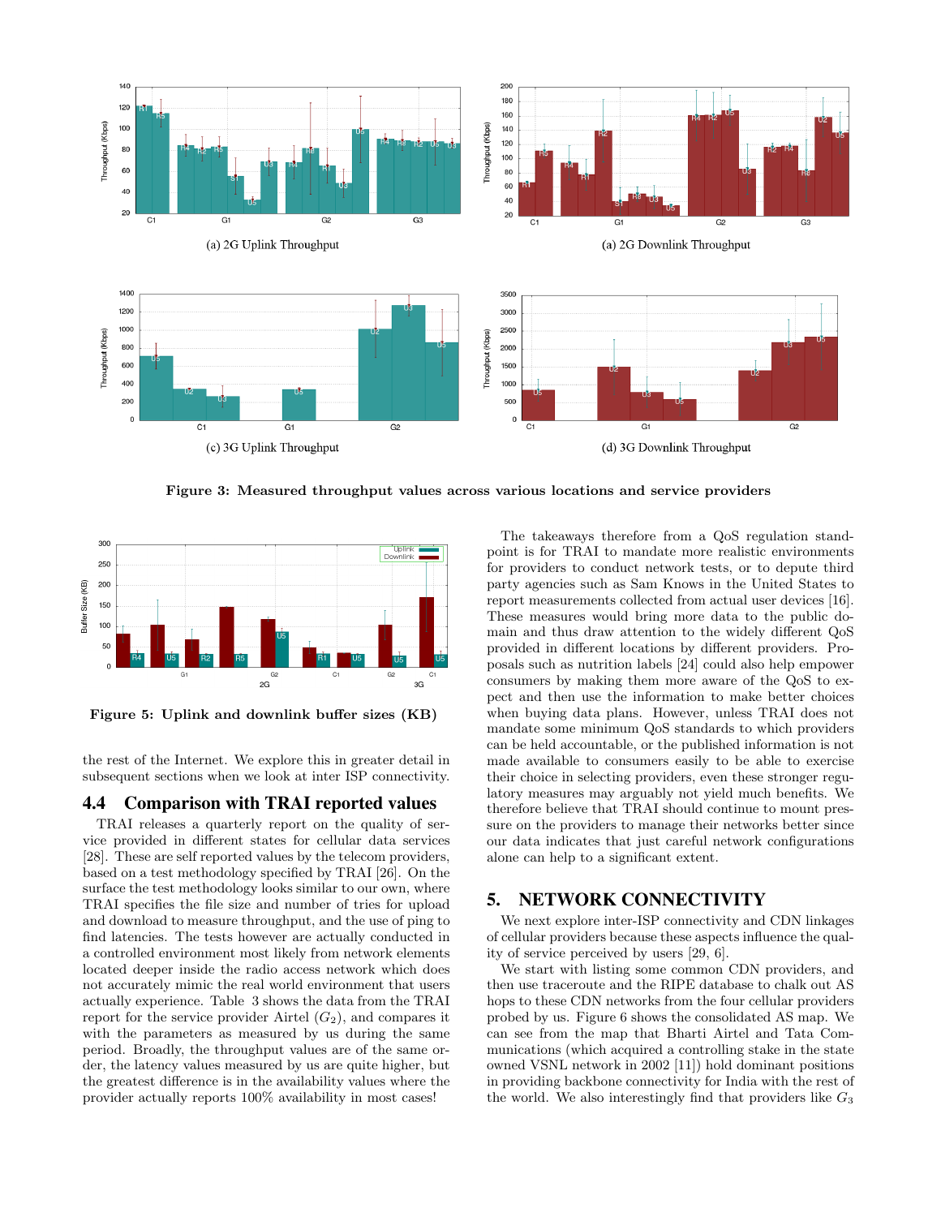(a) 2G Uplink Throughput

(a) 2G Downlink Throughput

(c) 3G Uplink Throughput

(d) 3G Downlink Throughput

**Figure 3: Measured throughput values across various locations and service providers**

**Figure 5: Uplink and downlink buffer sizes (KB)**

the rest of the Internet. We explore this in greater detail in subsequent sections when we look at inter ISP connectivity.

### 4.4 Comparison with TRAI reported values

TRAI releases a quarterly report on the quality of service provided in different states for cellular data services [28]. These are self reported values by the telecom providers, based on a test methodology specified by TRAI [26]. On the surface the test methodology looks similar to our own, where TRAI specifies the file size and number of tries for upload and download to measure throughput, and the use of ping to find latencies. The tests however are actually conducted in a controlled environment most likely from network elements located deeper inside the radio access network which does not accurately mimic the real world environment that users actually experience. Table 3 shows the data from the TRAI report for the service provider Airtel ($G_2$), and compares it with the parameters as measured by us during the same period. Broadly, the throughput values are of the same order, the latency values measured by us are quite higher, but the greatest difference is in the availability values where the provider actually reports 100% availability in most cases!

The takeaways therefore from a QoS regulation standpoint is for TRAI to mandate more realistic environments for providers to conduct network tests, or to depute third party agencies such as Sam Knows in the United States to report measurements collected from actual user devices [16]. These measures would bring more data to the public domain and thus draw attention to the widely different QoS provided in different locations by different providers. Proposals such as nutrition labels [24] could also help empower consumers by making them more aware of the QoS to expect and then use the information to make better choices when buying data plans. However, unless TRAI does not mandate some minimum QoS standards to which providers can be held accountable, or the published information is not made available to consumers easily to be able to exercise their choice in selecting providers, even these stronger regulatory measures may arguably not yield much benefits. We therefore believe that TRAI should continue to mount pressure on the providers to manage their networks better since our data indicates that just careful network configurations alone can help to a significant extent.

## 5. NETWORK CONNECTIVITY

We next explore inter-ISP connectivity and CDN linkages of cellular providers because these aspects influence the quality of service perceived by users [29, 6].

We start with listing some common CDN providers, and then use traceroute and the RIPE database to chalk out AS hops to these CDN networks from the four cellular providers probed by us. Figure 6 shows the consolidated AS map. We can see from the map that Bharti Airtel and Tata Communications (which acquired a controlling stake in the state owned VSNL network in 2002 [11]) hold dominant positions in providing backbone connectivity for India with the rest of the world. We also interestingly find that providers like $G_3$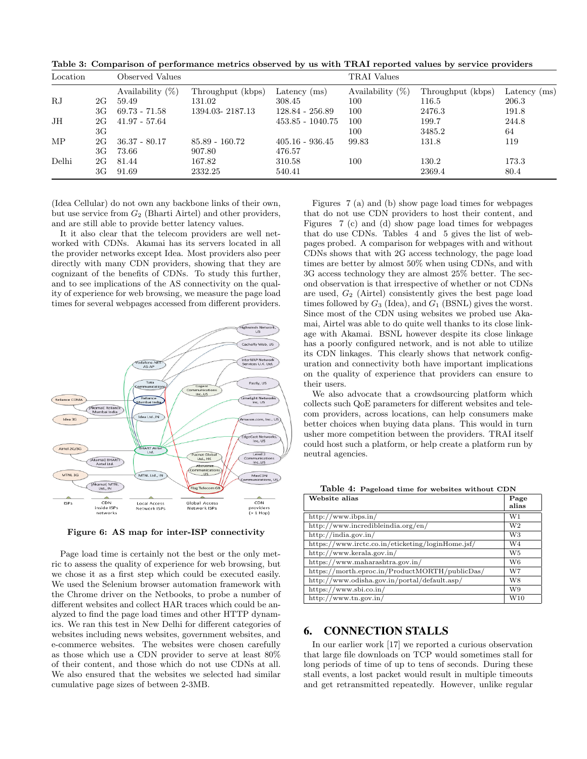**Table 3: Comparison of performance metrics observed by us with TRAI reported values by service providers**

| Location | | Observed Values | | | TRAI Values | | |
|---|---|---|---|---|---|---|---|
| | | Availability (%) | Throughput (kbps) | Latency (ms) | Availability (%) | Throughput (kbps) | Latency (ms) |
| RJ | 2G | 59.49 | 131.02 | 308.45 | 100 | 116.5 | 206.3 |
| | 3G | 69.73 - 71.58 | 1394.03- 2187.13 | 128.84 - 256.89 | 100 | 2476.3 | 191.8 |
| JH | 2G | 41.97 - 57.64 | | 453.85 - 1040.75 | 100 | 199.7 | 244.8 |
| | 3G | | | | 100 | 3485.2 | 64 |
| MP | 2G | 36.37 - 80.17 | 85.89 - 160.72 | 405.16 - 936.45 | 99.83 | 131.8 | 119 |
| | 3G | 73.66 | 907.80 | 476.57 | | | |
| Delhi | 2G | 81.44 | 167.82 | 310.58 | 100 | 130.2 | 173.3 |
| | 3G | 91.69 | 2332.25 | 540.41 | | 2369.4 | 80.4 |

(Idea Cellular) do not own any backbone links of their own, but use service from $G_2$ (Bharti Airtel) and other providers, and are still able to provide better latency values.

It it also clear that the telecom providers are well networked with CDNs. Akamai has its servers located in all the provider networks except Idea. Most providers also peer directly with many CDN providers, showing that they are cognizant of the benefits of CDNs. To study this further, and to see implications of the AS connectivity on the quality of experience for web browsing, we measure the page load times for several webpages accessed from different providers.

Figure 6: AS map for inter-ISP connectivity

Page load time is certainly not the best or the only metric to assess the quality of experience for web browsing, but we chose it as a first step which could be executed easily. We used the Selenium browser automation framework with the Chrome driver on the Netbooks, to probe a number of different websites and collect HAR traces which could be analyzed to find the page load times and other HTTP dynamics. We ran this test in New Delhi for different categories of websites including news websites, government websites, and e-commerce websites. The websites were chosen carefully as those which use a CDN provider to serve at least 80% of their content, and those which do not use CDNs at all. We also ensured that the websites we selected had similar cumulative page sizes of between 2-3MB.

Figures 7 (a) and (b) show page load times for webpages that do not use CDN providers to host their content, and Figures 7 (c) and (d) show page load times for webpages that do use CDNs. Tables 4 and 5 gives the list of webpages probed. A comparison for webpages with and without CDNs shows that with 2G access technology, the page load times are better by almost 50% when using CDNs, and with 3G access technology they are almost 25% better. The second observation is that irrespective of whether or not CDNs are used, $G_2$ (Airtel) consistently gives the best page load times followed by $G_3$ (Idea), and $G_1$ (BSNL) gives the worst. Since most of the CDN using websites we probed use Akamai, Airtel was able to do quite well thanks to its close linkage with Akamai. BSNL however despite its close linkage has a poorly configured network, and is not able to utilize its CDN linkages. This clearly shows that network configuration and connectivity both have important implications on the quality of experience that providers can ensure to their users.

We also advocate that a crowdsourcing platform which collects such QoE parameters for different websites and telecom providers, across locations, can help consumers make better choices when buying data plans. This would in turn usher more competition between the providers. TRAI itself could host such a platform, or help create a platform run by neutral agencies.

**Table 4: Pageload time for websites without CDN**

| Website alias | Page alias |
|---|---|
| http://www.ibps.in/ | W1 |
| http://www.incredibleindia.org/en/ | W2 |
| http://india.gov.in/ | W3 |
| https://www.irctc.co.in/eticketing/loginHome.jsf/ | W4 |
| http://www.kerala.gov.in/ | W5 |
| https://www.maharashtra.gov.in/ | W6 |
| https://morth.eproc.in/ProductMORTH/publicDas/ | W7 |
| http://www.odisha.gov.in/portal/default.asp/ | W8 |
| https://www.sbi.co.in/ | W9 |
| http://www.tn.gov.in/ | W10 |

## 6. CONNECTION STALLS

In our earlier work [17] we reported a curious observation that large file downloads on TCP would sometimes stall for long periods of time of up to tens of seconds. During these stall events, a lost packet would result in multiple timeouts and get retransmitted repeatedly. However, unlike regular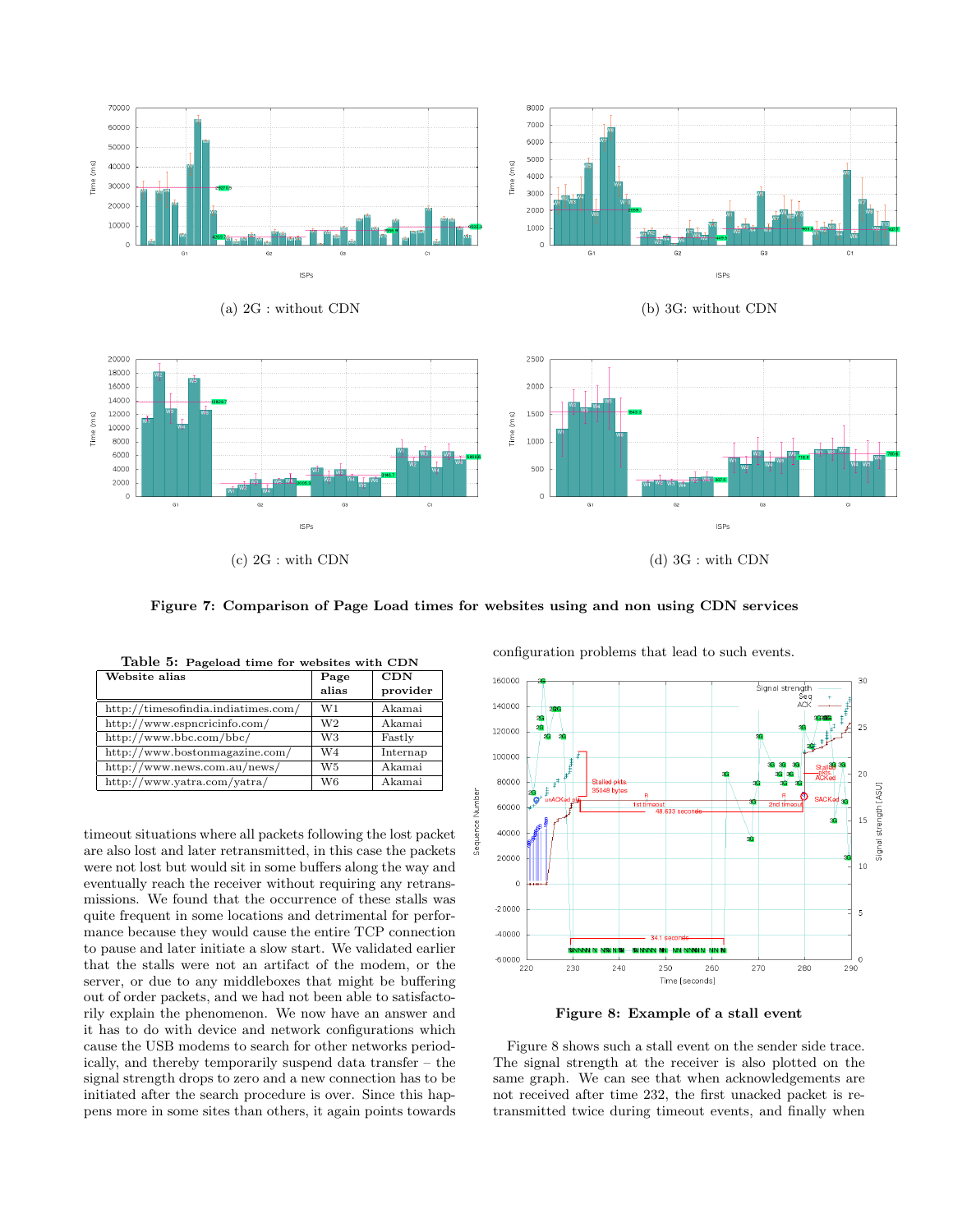(a) 2G : without CDN

(b) 3G: without CDN

(c) 2G : with CDN

(d) 3G : with CDN

**Figure 7: Comparison of Page Load times for websites using and non using CDN services**

**Table 5: Pageload time for websites with CDN**

| Website alias | Page alias | CDN provider |
|---|---|---|
| http://timesofindia.indiatimes.com/ | W1 | Akamai |
| http://www.espncricinfo.com/ | W2 | Akamai |
| http://www.bbc.com/bbc/ | W3 | Fastly |
| http://www.bostonmagazine.com/ | W4 | Internap |
| http://www.news.com.au/news/ | W5 | Akamai |
| http://www.yatra.com/yatra/ | W6 | Akamai |

timeout situations where all packets following the lost packet are also lost and later retransmitted, in this case the packets were not lost but would sit in some buffers along the way and eventually reach the receiver without requiring any retransmissions. We found that the occurrence of these stalls was quite frequent in some locations and detrimental for performance because they would cause the entire TCP connection to pause and later initiate a slow start. We validated earlier that the stalls were not an artifact of the modem, or the server, or due to any middleboxes that might be buffering out of order packets, and we had not been able to satisfactorily explain the phenomenon. We now have an answer and it has to do with device and network configurations which cause the USB modems to search for other networks periodically, and thereby temporarily suspend data transfer – the signal strength drops to zero and a new connection has to be initiated after the search procedure is over. Since this happens more in some sites than others, it again points towards configuration problems that lead to such events.

**Figure 8: Example of a stall event**

Figure 8 shows such a stall event on the sender side trace. The signal strength at the receiver is also plotted on the same graph. We can see that when acknowledgements are not received after time 232, the first unacked packet is retransmitted twice during timeout events, and finally when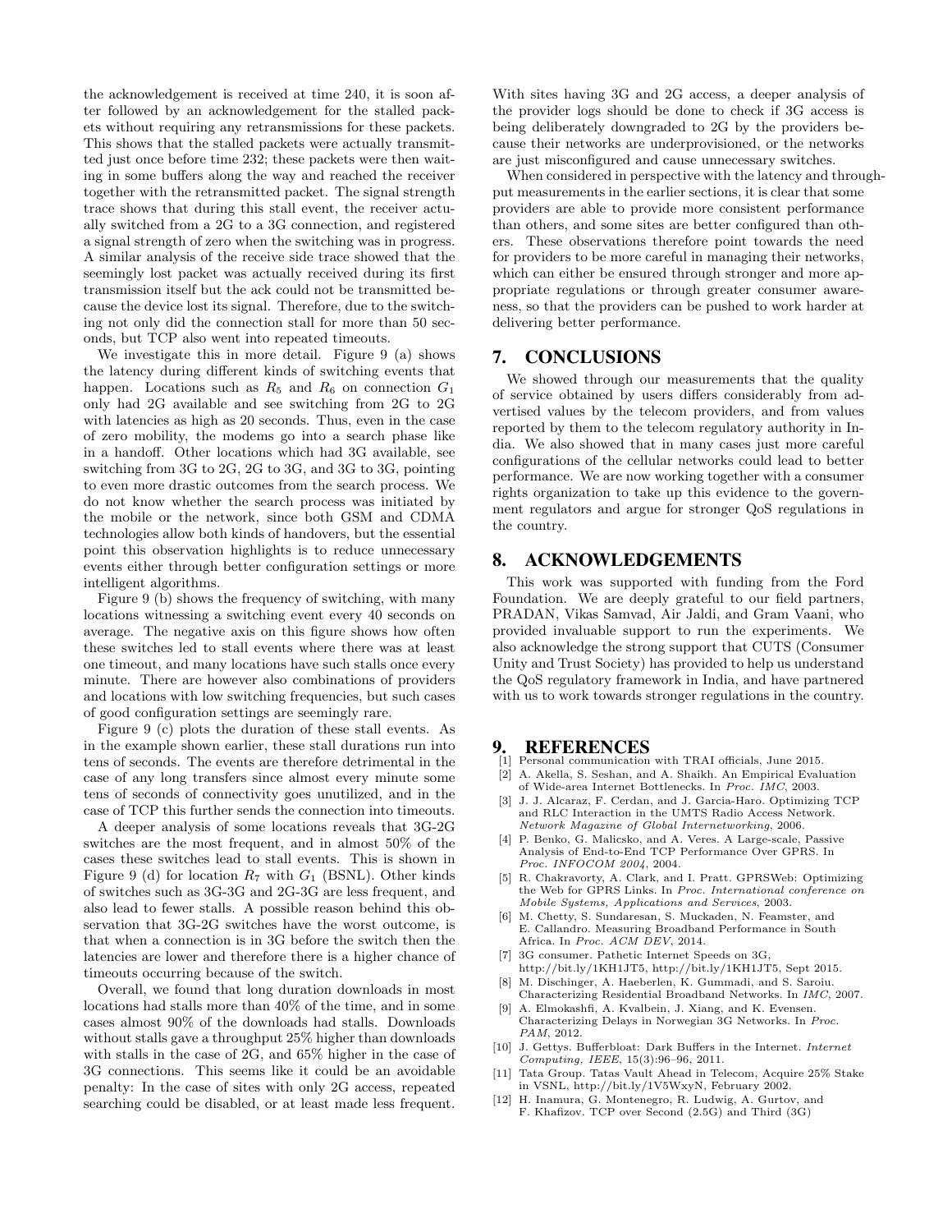the acknowledgement is received at time 240, it is soon after followed by an acknowledgement for the stalled packets without requiring any retransmissions for these packets. This shows that the stalled packets were actually transmitted just once before time 232; these packets were then waiting in some buffers along the way and reached the receiver together with the retransmitted packet. The signal strength trace shows that during this stall event, the receiver actually switched from a 2G to a 3G connection, and registered a signal strength of zero when the switching was in progress. A similar analysis of the receive side trace showed that the seemingly lost packet was actually received during its first transmission itself but the ack could not be transmitted because the device lost its signal. Therefore, due to the switching not only did the connection stall for more than 50 seconds, but TCP also went into repeated timeouts.

We investigate this in more detail. Figure 9 (a) shows the latency during different kinds of switching events that happen. Locations such as $R_5$ and $R_6$ on connection $G_1$ only had 2G available and see switching from 2G to 2G with latencies as high as 20 seconds. Thus, even in the case of zero mobility, the modems go into a search phase like in a handoff. Other locations which had 3G available, see switching from 3G to 2G, 2G to 3G, and 3G to 3G, pointing to even more drastic outcomes from the search process. We do not know whether the search process was initiated by the mobile or the network, since both GSM and CDMA technologies allow both kinds of handovers, but the essential point this observation highlights is to reduce unnecessary events either through better configuration settings or more intelligent algorithms.

Figure 9 (b) shows the frequency of switching, with many locations witnessing a switching event every 40 seconds on average. The negative axis on this figure shows how often these switches led to stall events where there was at least one timeout, and many locations have such stalls once every minute. There are however also combinations of providers and locations with low switching frequencies, but such cases of good configuration settings are seemingly rare.

Figure 9 (c) plots the duration of these stall events. As in the example shown earlier, these stall durations run into tens of seconds. The events are therefore detrimental in the case of any long transfers since almost every minute some tens of seconds of connectivity goes unutilized, and in the case of TCP this further sends the connection into timeouts.

A deeper analysis of some locations reveals that 3G-2G switches are the most frequent, and in almost 50% of the cases these switches lead to stall events. This is shown in Figure 9 (d) for location $R_7$ with $G_1$ (BSNL). Other kinds of switches such as 3G-3G and 2G-3G are less frequent, and also lead to fewer stalls. A possible reason behind this observation that 3G-2G switches have the worst outcome, is that when a connection is in 3G before the switch then the latencies are lower and therefore there is a higher chance of timeouts occurring because of the switch.

Overall, we found that long duration downloads in most locations had stalls more than 40% of the time, and in some cases almost 90% of the downloads had stalls. Downloads without stalls gave a throughput 25% higher than downloads with stalls in the case of 2G, and 65% higher in the case of 3G connections. This seems like it could be an avoidable penalty: In the case of sites with only 2G access, repeated searching could be disabled, or at least made less frequent. With sites having 3G and 2G access, a deeper analysis of the provider logs should be done to check if 3G access is being deliberately downgraded to 2G by the providers because their networks are underprovisioned, or the networks are just misconfigured and cause unnecessary switches.

When considered in perspective with the latency and throughput measurements in the earlier sections, it is clear that some providers are able to provide more consistent performance than others, and some sites are better configured than others. These observations therefore point towards the need for providers to be more careful in managing their networks, which can either be ensured through stronger and more appropriate regulations or through greater consumer awareness, so that the providers can be pushed to work harder at delivering better performance.

## 7. CONCLUSIONS

We showed through our measurements that the quality of service obtained by users differs considerably from advertised values by the telecom providers, and from values reported by them to the telecom regulatory authority in India. We also showed that in many cases just more careful configurations of the cellular networks could lead to better performance. We are now working together with a consumer rights organization to take up this evidence to the government regulators and argue for stronger QoS regulations in the country.

## 8. ACKNOWLEDGEMENTS

This work was supported with funding from the Ford Foundation. We are deeply grateful to our field partners, PRADAN, Vikas Samvad, Air Jaldi, and Gram Vaani, who provided invaluable support to run the experiments. We also acknowledge the strong support that CUTS (Consumer Unity and Trust Society) has provided to help us understand the QoS regulatory framework in India, and have partnered with us to work towards stronger regulations in the country.

## 9. REFERENCES

[1] Personal communication with TRAI officials, June 2015.

[2] A. Akella, S. Seshan, and A. Shaikh. An Empirical Evaluation of Wide-area Internet Bottlenecks. In *Proc. IMC*, 2003.

[3] J. J. Alcaraz, F. Cerdan, and J. Garcia-Haro. Optimizing TCP and RLC Interaction in the UMTS Radio Access Network. *Network Magazine of Global Internetworking*, 2006.

[4] P. Benko, G. Malicsko, and A. Veres. A Large-scale, Passive Analysis of End-to-End TCP Performance Over GPRS. In *Proc. INFOCOM 2004*, 2004.

[5] R. Chakravorty, A. Clark, and I. Pratt. GPRSWeb: Optimizing the Web for GPRS Links. In *Proc. International conference on Mobile Systems, Applications and Services*, 2003.

[6] M. Chetty, S. Sundaresan, S. Muckaden, N. Feamster, and E. Callandro. Measuring Broadband Performance in South Africa. In *Proc. ACM DEV*, 2014.

[7] 3G consumer. Pathetic Internet Speeds on 3G, http://bit.ly/1KH1JT5, http://bit.ly/1KH1JT5, Sept 2015.

[8] M. Dischinger, A. Haeberlen, K. Gummadi, and S. Saroiu. Characterizing Residential Broadband Networks. In *IMC*, 2007.

[9] A. Elmokashfi, A. Kvalbein, J. Xiang, and K. Evensen. Characterizing Delays in Norwegian 3G Networks. In *Proc. PAM*, 2012.

[10] J. Gettys. Bufferbloat: Dark Buffers in the Internet. *Internet Computing, IEEE*, 15(3):96–96, 2011.

[11] Tata Group. Tatas Vault Ahead in Telecom, Acquire 25% Stake in VSNL, http://bit.ly/1V5WxyN, February 2002.

[12] H. Inamura, G. Montenegro, R. Ludwig, A. Gurtov, and F. Khafizov. TCP over Second (2.5G) and Third (3G)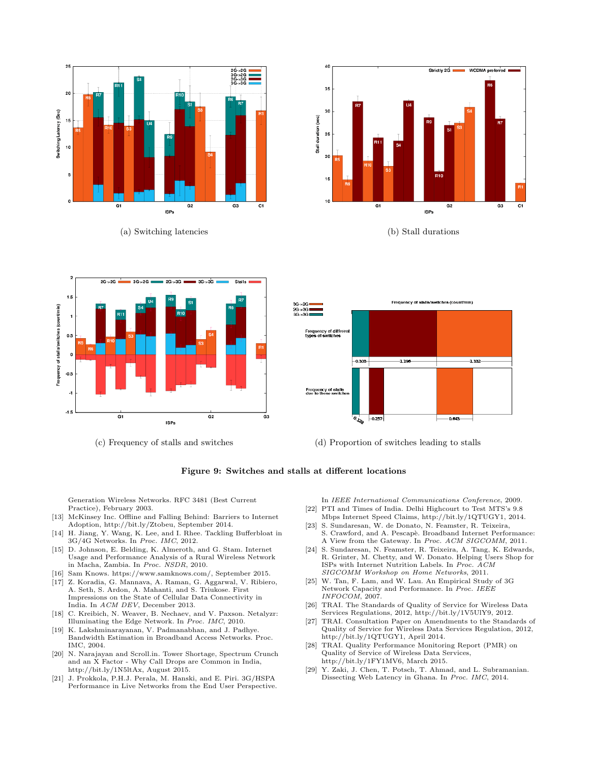Switching Latency (Sec)

2G->2G
3G->2G
2G->3G
3G->3G

R5 R6 R7 R10 R11 S3 S4 U4 R9 R10 S1 S3 S4 R6 R7 R1

G1 G2 G3 C1

ISPs

(a) Switching latencies

Stall duration (sec)

Strictly 2G
WCDMA preferred

R5 R6 R7 R10 R11 S3 S4 U4 R9 R10 S1 S3 S4 R6 R7 R1

G1 G2 G3 C1

ISPs

(b) Stall durations

Frequency of stalls/switches (count/min)

2G->2G 3G->2G 2G->3G 3G->3G Stalls

R5 R6 R7 R10 R11 S3 S4 U4 R9 R10 S1 S3 S4 R6 R7 R1

G1 G2 G3

ISPs

(c) Frequency of stalls and switches

Frequency of stalls/switches (count/min)

3G->2G
2G->3G
3G->3G

Frequency of different types of switches

0.308 1.196 1.332

Frequency of stalls due to these switches

0.129 0.257 0.643

(d) Proportion of switches leading to stalls

**Figure 9: Switches and stalls at different locations**

Generation Wireless Networks. RFC 3481 (Best Current Practice), February 2003.

[13] McKinsey Inc. Offline and Falling Behind: Barriers to Internet Adoption, http://bit.ly/Ztobeu, September 2014.

[14] H. Jiang, Y. Wang, K. Lee, and I. Rhee. Tackling Bufferbloat in 3G/4G Networks. In *Proc. IMC*, 2012.

[15] D. Johnson, E. Belding, K. Almeroth, and G. Stam. Internet Usage and Performance Analysis of a Rural Wireless Network in Macha, Zambia. In *Proc. NSDR*, 2010.

[16] Sam Knows. https://www.samknows.com/, September 2015.

[17] Z. Koradia, G. Mannava, A. Raman, G. Aggarwal, V. Ribiero, A. Seth, S. Ardon, A. Mahanti, and S. Triukose. First Impressions on the State of Cellular Data Connectivity in India. In *ACM DEV*, December 2013.

[18] C. Kreibich, N. Weaver, B. Nechaev, and V. Paxson. Netalyzr: Illuminating the Edge Network. In *Proc. IMC*, 2010.

[19] K. Lakshminarayanan, V. Padmanabhan, and J. Padhye. Bandwidth Estimation in Broadband Access Networks. Proc. IMC, 2004.

[20] N. Narajayan and Scroll.in. Tower Shortage, Spectrum Crunch and an X Factor - Why Call Drops are Common in India, http://bit.ly/1N5ltAx, August 2015.

[21] J. Prokkola, P.H.J. Perala, M. Hanski, and E. Piri. 3G/HSPA Performance in Live Networks from the End User Perspective. In *IEEE International Communications Conference*, 2009.

[22] PTI and Times of India. Delhi Highcourt to Test MTS's 9.8 Mbps Internet Speed Claims, http://bit.ly/1QTUGY1, 2014.

[23] S. Sundaresan, W. de Donato, N. Feamster, R. Teixeira, S. Crawford, and A. Pescapè. Broadband Internet Performance: A View from the Gateway. In *Proc. ACM SIGCOMM*, 2011.

[24] S. Sundaresan, N. Feamster, R. Teixeira, A. Tang, K. Edwards, R. Grinter, M. Chetty, and W. Donato. Helping Users Shop for ISPs with Internet Nutrition Labels. In *Proc. ACM SIGCOMM Workshop on Home Networks*, 2011.

[25] W. Tan, F. Lam, and W. Lau. An Empirical Study of 3G Network Capacity and Performance. In *Proc. IEEE INFOCOM*, 2007.

[26] TRAI. The Standards of Quality of Service for Wireless Data Services Regulations, 2012, http://bit.ly/1V5UlY9, 2012.

[27] TRAI. Consultation Paper on Amendments to the Standards of Quality of Service for Wireless Data Services Regulation, 2012, http://bit.ly/1QTUGY1, April 2014.

[28] TRAI. Quality Performance Monitoring Report (PMR) on Quality of Service of Wireless Data Services, http://bit.ly/1FY1MV6, March 2015.

[29] Y. Zaki, J. Chen, T. Potsch, T. Ahmad, and L. Subramanian. Dissecting Web Latency in Ghana. In *Proc. IMC*, 2014.